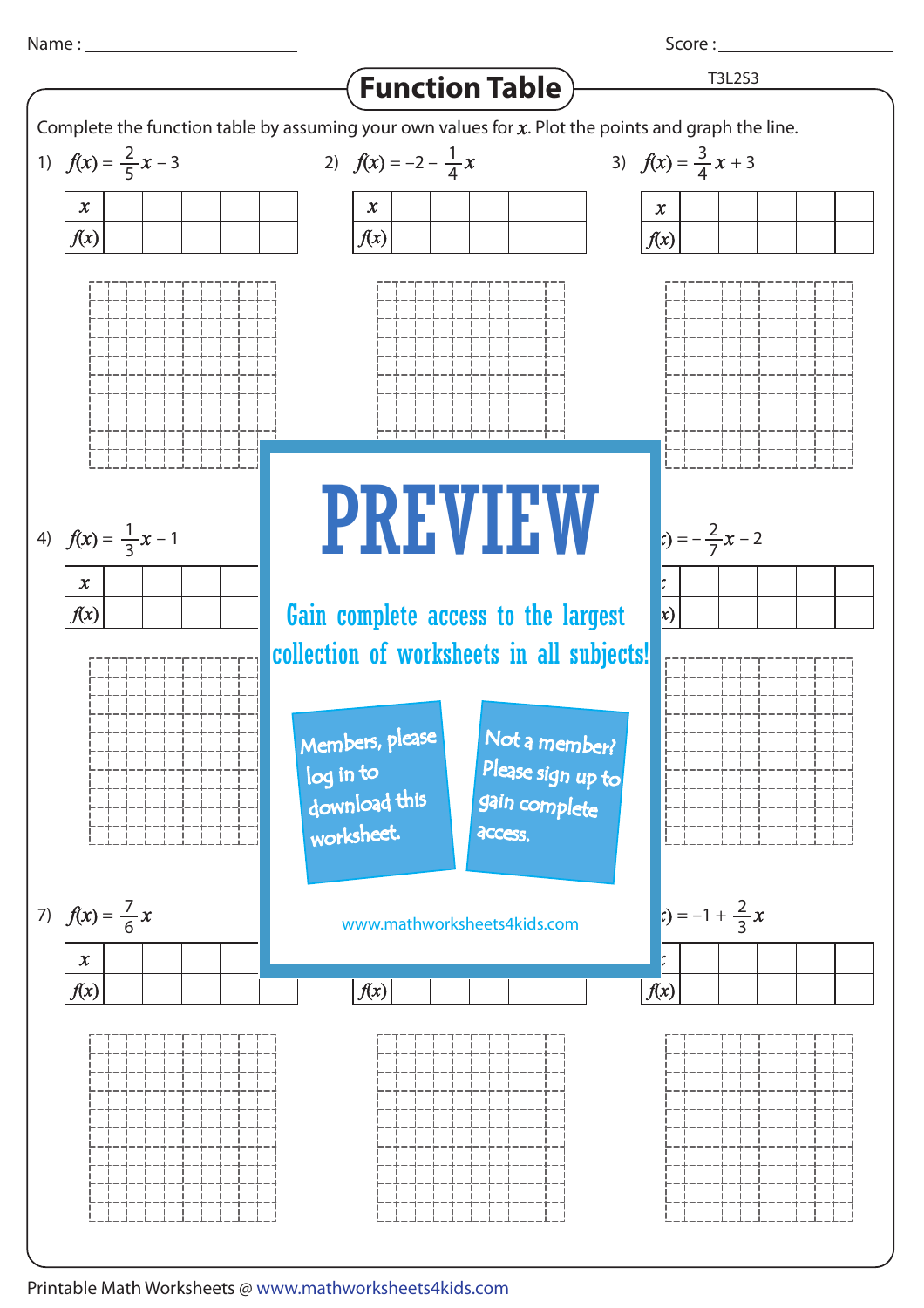Name : ________________ Score : ________________

# Function Table

T3L2S3

Complete the function table by assuming your own values for $x$. Plot the points and graph the line.

1) $f(x) = \frac{2}{5}x - 3$

| $x$ | | | | | |
|---|---|---|---|---|---|
| $f(x)$ | | | | | |

2) $f(x) = -2 - \frac{1}{4}x$

| $x$ | | | | | |
|---|---|---|---|---|---|
| $f(x)$ | | | | | |

3) $f(x) = \frac{3}{4}x + 3$

| $x$ | | | | | |
|---|---|---|---|---|---|
| $f(x)$ | | | | | |

4) $f(x) = \frac{1}{3}x - 1$

| $x$ | | | | | |
|---|---|---|---|---|---|
| $f(x)$ | | | | | |

6) $f(x) = -\frac{2}{7}x - 2$

| $x$ | | | | | |
|---|---|---|---|---|---|
| $f(x)$ | | | | | |

7) $f(x) = \frac{7}{6}x$

| $x$ | | | | | |
|---|---|---|---|---|---|
| $f(x)$ | | | | | |

8)

| $x$ | | | | | |
|---|---|---|---|---|---|
| $f(x)$ | | | | | |

9) $f(x) = -1 + \frac{2}{3}x$

| $x$ | | | | | |
|---|---|---|---|---|---|
| $f(x)$ | | | | | |

**PREVIEW**

Gain complete access to the largest collection of worksheets in all subjects!

Members, please log in to download this worksheet.

Not a member? Please sign up to gain complete access.

www.mathworksheets4kids.com

Printable Math Worksheets @ www.mathworksheets4kids.com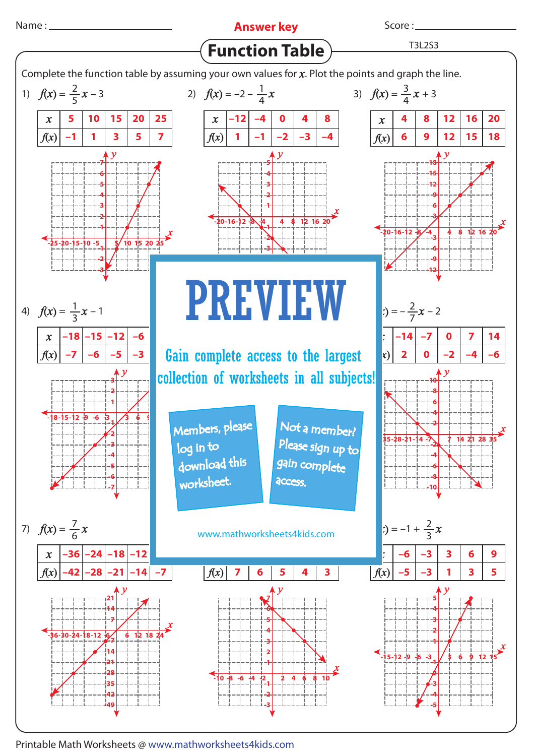Name : ______________ **Answer key** Score : ______________

# Function Table

T3L2S3

Complete the function table by assuming your own values for $x$. Plot the points and graph the line.

1) $f(x) = \frac{2}{5}x - 3$

| $x$ | 5 | 10 | 15 | 20 | 25 |
|---|---|---|---|---|---|
| $f(x)$ | –1 | 1 | 3 | 5 | 7 |

y
x
7
6
5
4
3
2
1
–25 –20 –15 –10 –5
5 10 15 20 25
–1
–2
–3

2) $f(x) = -2 - \frac{1}{4}x$

| $x$ | –12 | –4 | 0 | 4 | 8 |
|---|---|---|---|---|---|
| $f(x)$ | 1 | –1 | –2 | –3 | –4 |

y
x
5
4
3
2
1
–20 –16 –12 –8 –4
4 8 12 16 20
–1
–2
–3

3) $f(x) = \frac{3}{4}x + 3$

| $x$ | 4 | 8 | 12 | 16 | 20 |
|---|---|---|---|---|---|
| $f(x)$ | 6 | 9 | 12 | 15 | 18 |

y
x
18
15
12
9
6
3
–20 –16 –12 –8 –4
4 8 12 16 20
–3
–6
–9
–12

4) $f(x) = \frac{1}{3}x - 1$

| $x$ | –18 | –15 | –12 | –6 |
|---|---|---|---|---|
| $f(x)$ | –7 | –6 | –5 | –3 |

y
x
3
2
1
–18 –15 –12 –9 –6 –3
3 6 9
–1
–2
–3
–4
–5
–6
–7

5) $f(x) = -\frac{2}{7}x - 2$

| $x$ | –14 | –7 | 0 | 7 | 14 |
|---|---|---|---|---|---|
| $f(x)$ | 2 | 0 | –2 | –4 | –6 |

y
x
10
8
6
4
2
–35 –28 –21 –14 –7
7 14 21 28 35
–2
–4
–6
–8
–10

7) $f(x) = \frac{7}{6}x$

| $x$ | –36 | –24 | –18 | –12 | |
|---|---|---|---|---|---|
| $f(x)$ | –42 | –28 | –21 | –14 | –7 |

y
x
21
14
7
–36 –30 –24 –18 –12 –6
6 12 18 24
–7
–14
–21
–28
–35
–42
–49

8)

| $x$ | | | | | |
|---|---|---|---|---|---|
| $f(x)$ | 7 | 6 | 5 | 4 | 3 |

y
x
7
6
5
4
3
2
1
–10 –8 –6 –4 –2
2 4 6 8 10
–1
–2
–3

9) $f(x) = -1 + \frac{2}{3}x$

| $x$ | –6 | –3 | 3 | 6 | 9 |
|---|---|---|---|---|---|
| $f(x)$ | –5 | –3 | 1 | 3 | 5 |

y
x
5
4
3
2
1
–15 –12 –9 –6 –3
3 6 9 12 15
–1
–2
–3
–4
–5

PREVIEW

Gain complete access to the largest collection of worksheets in all subjects!

Members, please log in to download this worksheet.

Not a member? Please sign up to gain complete access.

www.mathworksheets4kids.com

Printable Math Worksheets @ www.mathworksheets4kids.com